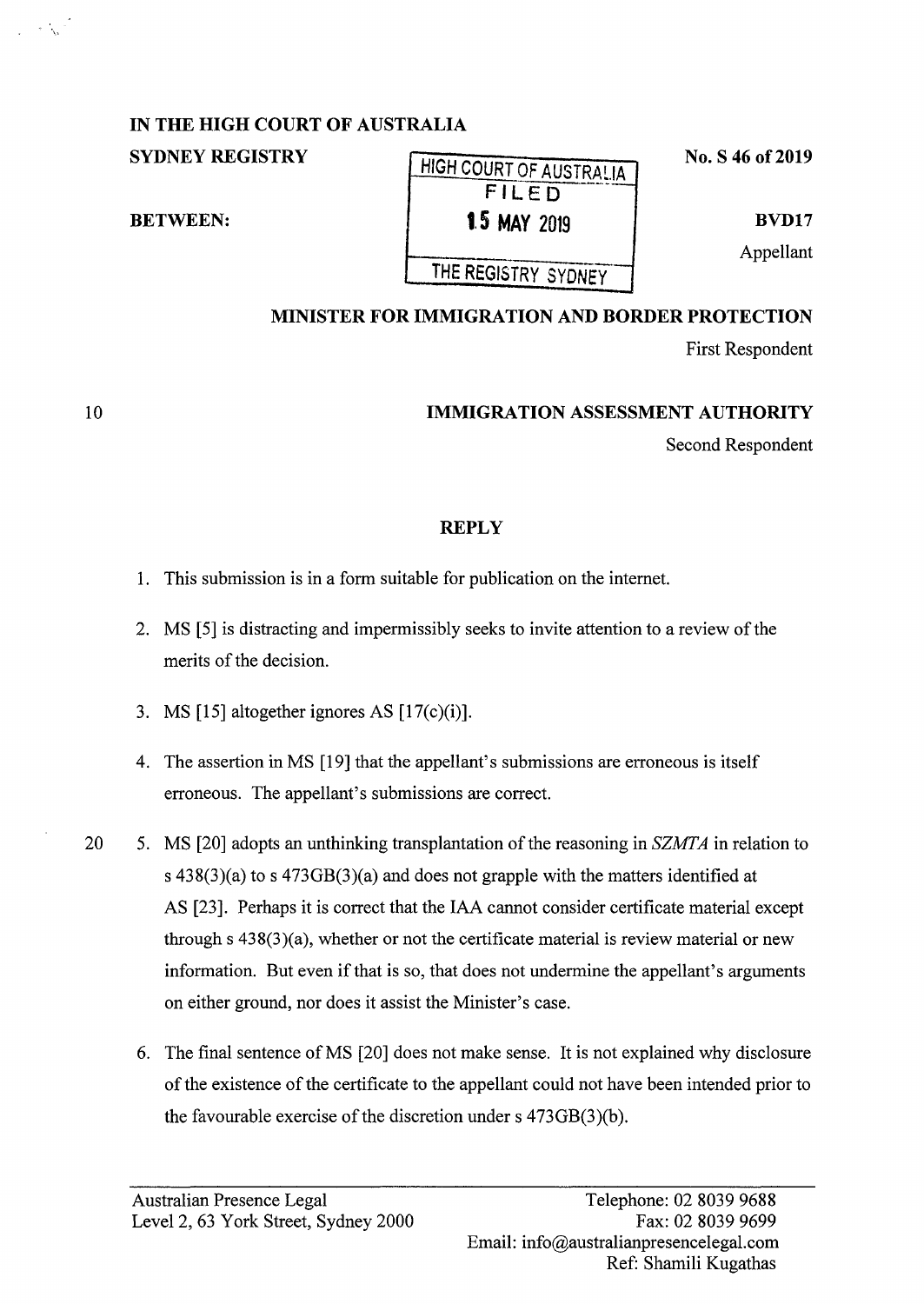**IN THE HIGH COURT OF AUSTRALIA**

**SYDNEY REGISTRY**

HIGH COURT OF AUSTRALIA
FILED
15 MAY 2019
THE REGISTRY SYDNEY

**No. S 46 of 2019**

**BETWEEN:**

**BVD17**
Appellant

**MINISTER FOR IMMIGRATION AND BORDER PROTECTION**
First Respondent

**IMMIGRATION ASSESSMENT AUTHORITY**
Second Respondent

## REPLY

1. This submission is in a form suitable for publication on the internet.

2. MS [5] is distracting and impermissibly seeks to invite attention to a review of the merits of the decision.

3. MS [15] altogether ignores AS [17(c)(i)].

4. The assertion in MS [19] that the appellant's submissions are erroneous is itself erroneous. The appellant's submissions are correct.

5. MS [20] adopts an unthinking transplantation of the reasoning in *SZMTA* in relation to s 438(3)(a) to s 473GB(3)(a) and does not grapple with the matters identified at AS [23]. Perhaps it is correct that the IAA cannot consider certificate material except through s 438(3)(a), whether or not the certificate material is review material or new information. But even if that is so, that does not undermine the appellant's arguments on either ground, nor does it assist the Minister's case.

6. The final sentence of MS [20] does not make sense. It is not explained why disclosure of the existence of the certificate to the appellant could not have been intended prior to the favourable exercise of the discretion under s 473GB(3)(b).

Australian Presence Legal
Level 2, 63 York Street, Sydney 2000

Telephone: 02 8039 9688
Fax: 02 8039 9699
Email: info@australianpresencelegal.com
Ref: Shamili Kugathas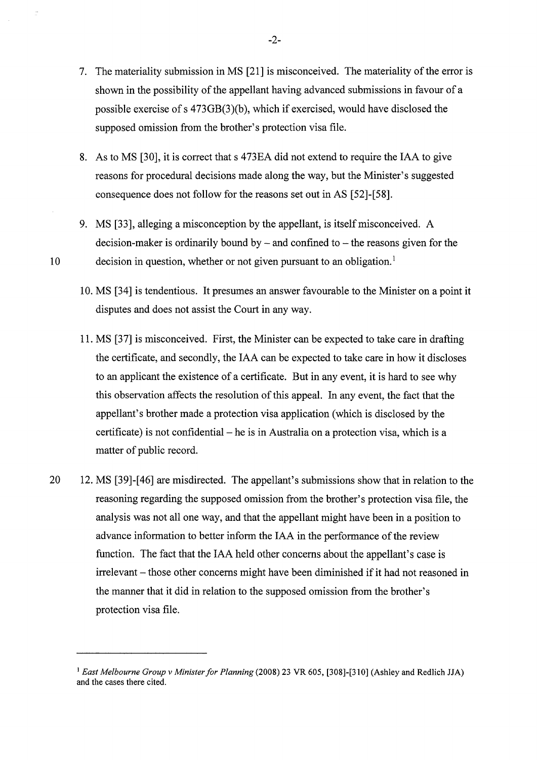7. The materiality submission in MS [21] is misconceived. The materiality of the error is shown in the possibility of the appellant having advanced submissions in favour of a possible exercise of s 473GB(3)(b), which if exercised, would have disclosed the supposed omission from the brother's protection visa file.

8. As to MS [30], it is correct that s 473EA did not extend to require the IAA to give reasons for procedural decisions made along the way, but the Minister's suggested consequence does not follow for the reasons set out in AS [52]-[58].

9. MS [33], alleging a misconception by the appellant, is itself misconceived. A decision-maker is ordinarily bound by – and confined to – the reasons given for the decision in question, whether or not given pursuant to an obligation.[1]

10. MS [34] is tendentious. It presumes an answer favourable to the Minister on a point it disputes and does not assist the Court in any way.

11. MS [37] is misconceived. First, the Minister can be expected to take care in drafting the certificate, and secondly, the IAA can be expected to take care in how it discloses to an applicant the existence of a certificate. But in any event, it is hard to see why this observation affects the resolution of this appeal. In any event, the fact that the appellant's brother made a protection visa application (which is disclosed by the certificate) is not confidential – he is in Australia on a protection visa, which is a matter of public record.

12. MS [39]-[46] are misdirected. The appellant's submissions show that in relation to the reasoning regarding the supposed omission from the brother's protection visa file, the analysis was not all one way, and that the appellant might have been in a position to advance information to better inform the IAA in the performance of the review function. The fact that the IAA held other concerns about the appellant's case is irrelevant – those other concerns might have been diminished if it had not reasoned in the manner that it did in relation to the supposed omission from the brother's protection visa file.

---

[1] *East Melbourne Group v Minister for Planning* (2008) 23 VR 605, [308]-[310] (Ashley and Redlich JJA) and the cases there cited.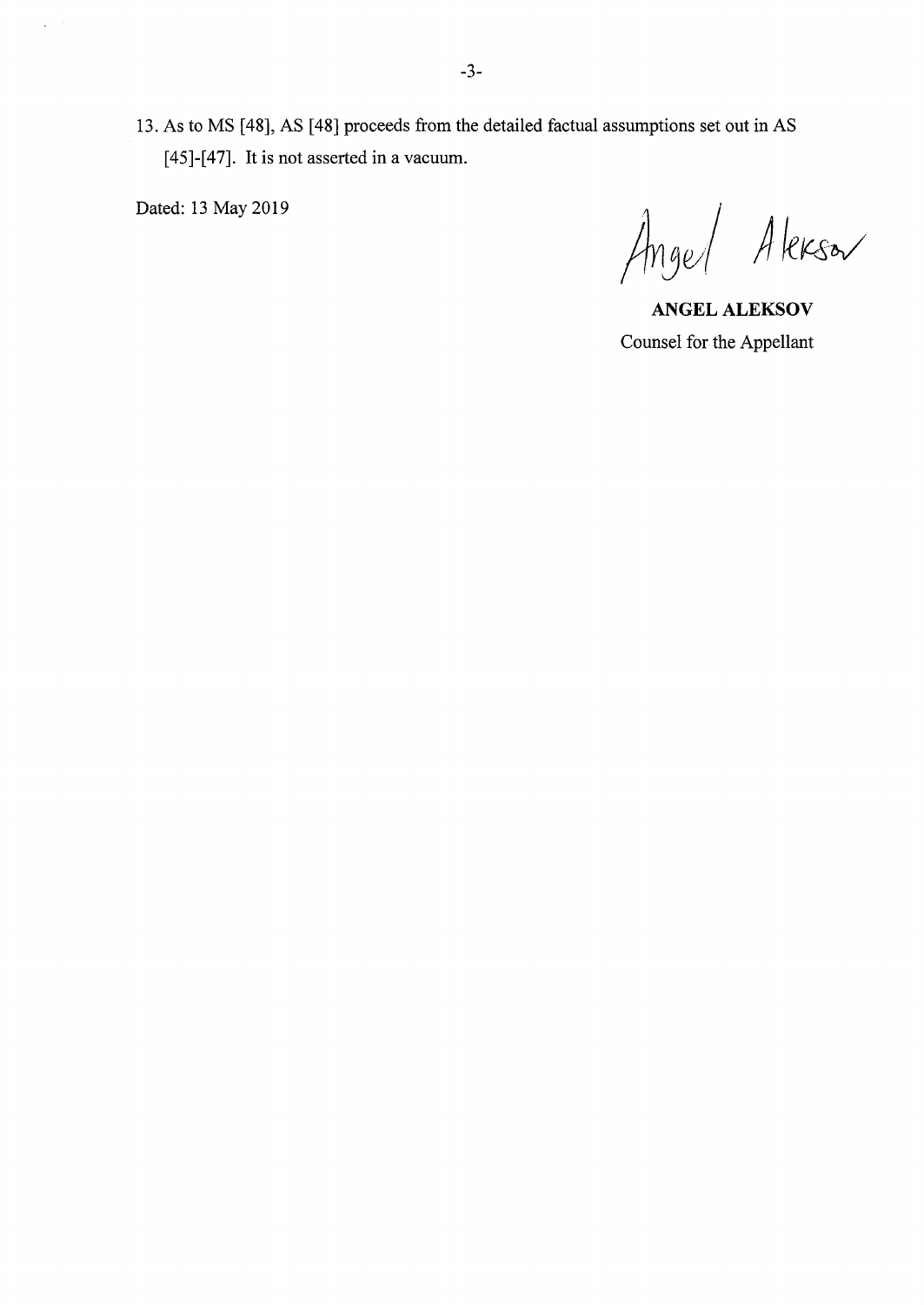13. As to MS [48], AS [48] proceeds from the detailed factual assumptions set out in AS [45]-[47]. It is not asserted in a vacuum.

Dated: 13 May 2019

Angel Aleksov

**ANGEL ALEKSOV**
Counsel for the Appellant